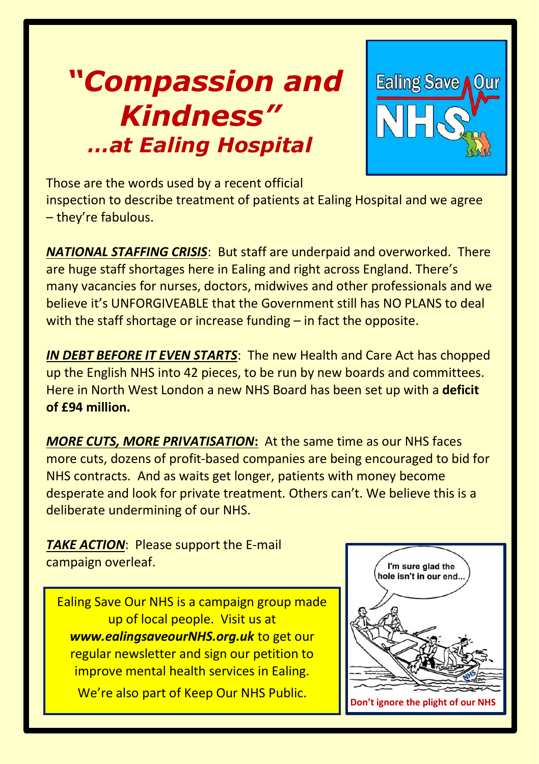# *"Compassion and Kindness"*

## *...at Ealing Hospital*

Those are the words used by a recent official inspection to describe treatment of patients at Ealing Hospital and we agree – they're fabulous.

***NATIONAL STAFFING CRISIS***: But staff are underpaid and overworked. There are huge staff shortages here in Ealing and right across England. There's many vacancies for nurses, doctors, midwives and other professionals and we believe it's UNFORGIVEABLE that the Government still has NO PLANS to deal with the staff shortage or increase funding – in fact the opposite.

***IN DEBT BEFORE IT EVEN STARTS***: The new Health and Care Act has chopped up the English NHS into 42 pieces, to be run by new boards and committees. Here in North West London a new NHS Board has been set up with a **deficit of £94 million.**

***MORE CUTS, MORE PRIVATISATION*****:** At the same time as our NHS faces more cuts, dozens of profit-based companies are being encouraged to bid for NHS contracts. And as waits get longer, patients with money become desperate and look for private treatment. Others can't. We believe this is a deliberate undermining of our NHS.

***TAKE ACTION***: Please support the E-mail campaign overleaf.

Ealing Save Our NHS is a campaign group made up of local people. Visit us at ***www.ealingsaveourNHS.org.uk*** to get our regular newsletter and sign our petition to improve mental health services in Ealing.

We're also part of Keep Our NHS Public.

**Don't ignore the plight of our NHS**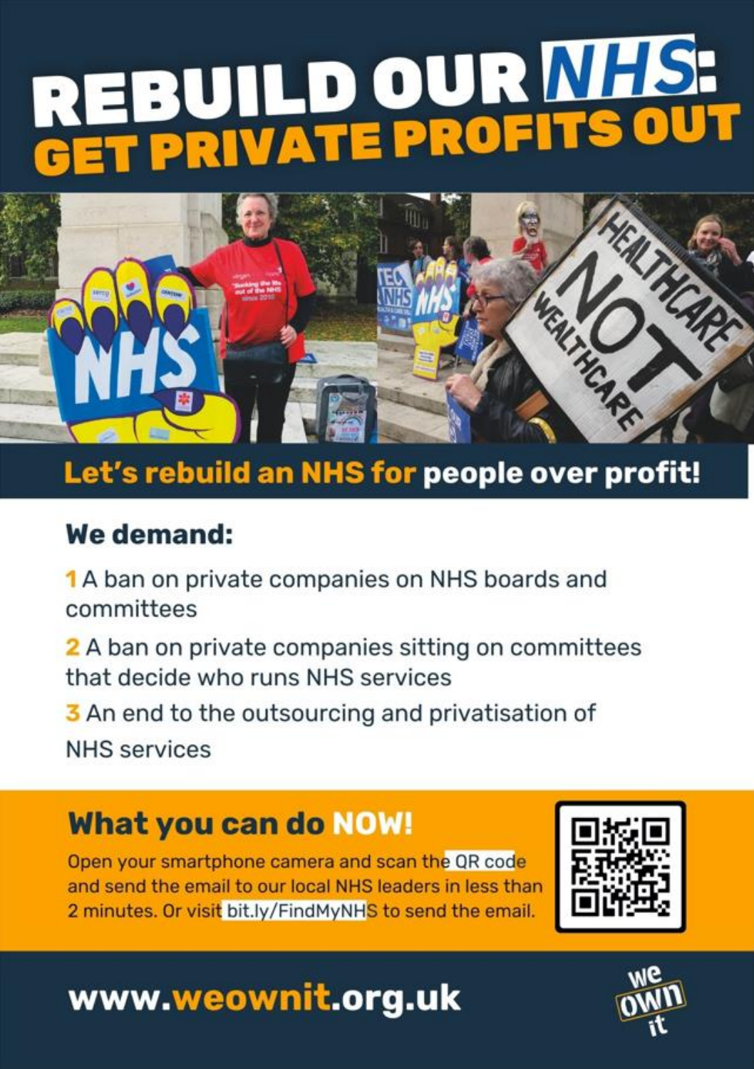# REBUILD OUR NHS: GET PRIVATE PROFITS OUT

## Let's rebuild an NHS for people over profit!

### We demand:

**1** A ban on private companies on NHS boards and committees

**2** A ban on private companies sitting on committees that decide who runs NHS services

**3** An end to the outsourcing and privatisation of NHS services

## What you can do NOW!

Open your smartphone camera and scan the QR code and send the email to our local NHS leaders in less than 2 minutes. Or visit bit.ly/FindMyNHS to send the email.

**www.weownit.org.uk**

we own it